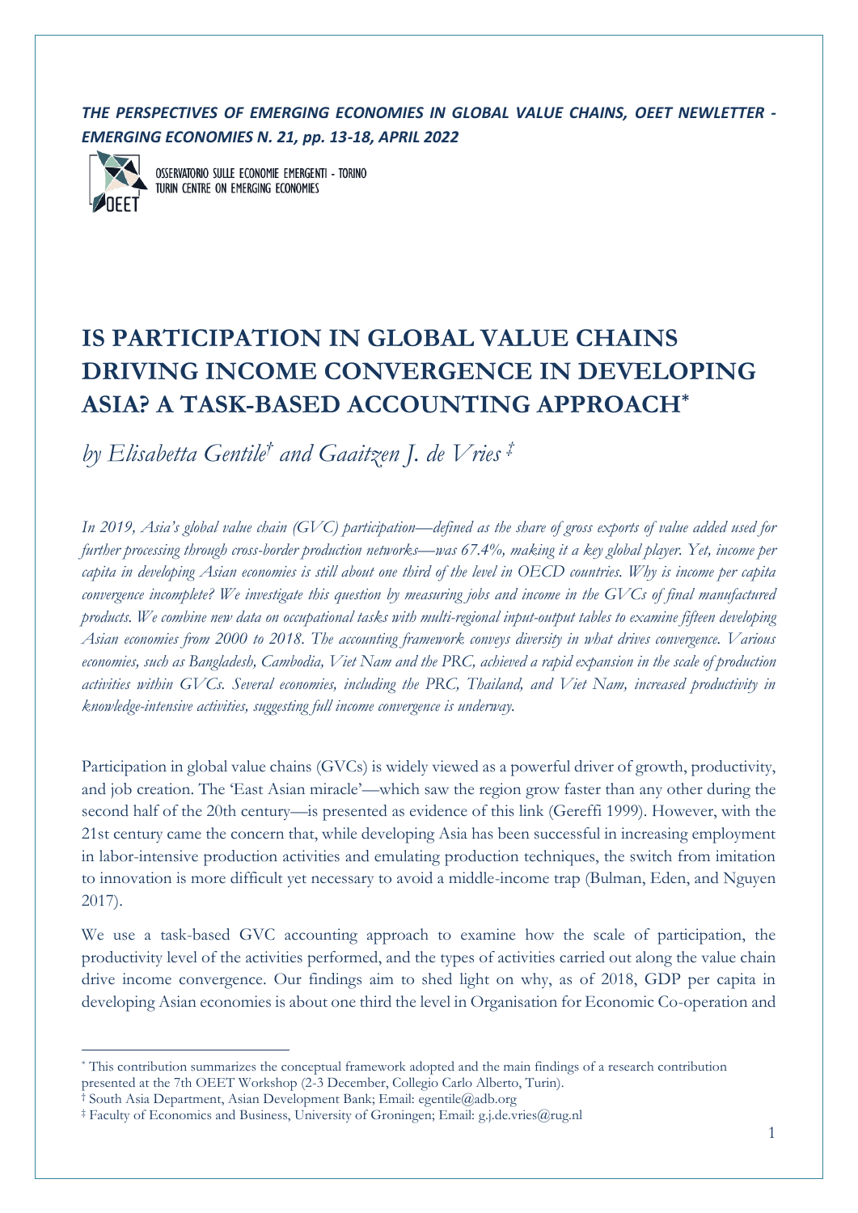***THE PERSPECTIVES OF EMERGING ECONOMIES IN GLOBAL VALUE CHAINS, OEET NEWLETTER - EMERGING ECONOMIES N. 21, pp. 13-18, APRIL 2022***

OSSERVATORIO SULLE ECONOMIE EMERGENTI - TORINO
TURIN CENTRE ON EMERGING ECONOMIES

# IS PARTICIPATION IN GLOBAL VALUE CHAINS DRIVING INCOME CONVERGENCE IN DEVELOPING ASIA? A TASK-BASED ACCOUNTING APPROACH[*]

*by Elisabetta Gentile[†] and Gaaitzen J. de Vries [‡]*

*In 2019, Asia's global value chain (GVC) participation—defined as the share of gross exports of value added used for further processing through cross-border production networks—was 67.4%, making it a key global player. Yet, income per capita in developing Asian economies is still about one third of the level in OECD countries. Why is income per capita convergence incomplete? We investigate this question by measuring jobs and income in the GVCs of final manufactured products. We combine new data on occupational tasks with multi-regional input-output tables to examine fifteen developing Asian economies from 2000 to 2018. The accounting framework conveys diversity in what drives convergence. Various economies, such as Bangladesh, Cambodia, Viet Nam and the PRC, achieved a rapid expansion in the scale of production activities within GVCs. Several economies, including the PRC, Thailand, and Viet Nam, increased productivity in knowledge-intensive activities, suggesting full income convergence is underway.*

Participation in global value chains (GVCs) is widely viewed as a powerful driver of growth, productivity, and job creation. The 'East Asian miracle'—which saw the region grow faster than any other during the second half of the 20th century—is presented as evidence of this link (Gereffi 1999). However, with the 21st century came the concern that, while developing Asia has been successful in increasing employment in labor-intensive production activities and emulating production techniques, the switch from imitation to innovation is more difficult yet necessary to avoid a middle-income trap (Bulman, Eden, and Nguyen 2017).

We use a task-based GVC accounting approach to examine how the scale of participation, the productivity level of the activities performed, and the types of activities carried out along the value chain drive income convergence. Our findings aim to shed light on why, as of 2018, GDP per capita in developing Asian economies is about one third the level in Organisation for Economic Co-operation and

---

[*] This contribution summarizes the conceptual framework adopted and the main findings of a research contribution presented at the 7th OEET Workshop (2-3 December, Collegio Carlo Alberto, Turin).

[†] South Asia Department, Asian Development Bank; Email: egentile@adb.org

[‡] Faculty of Economics and Business, University of Groningen; Email: g.j.de.vries@rug.nl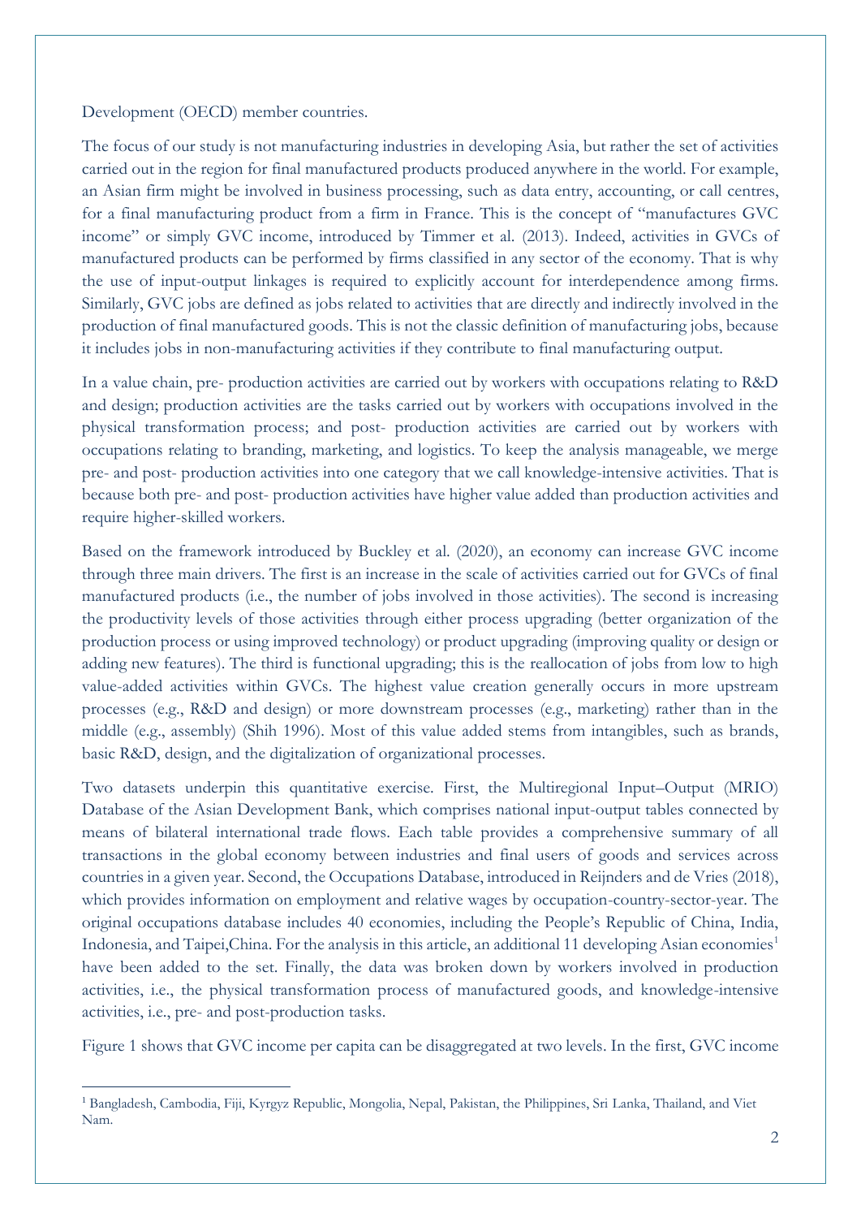Development (OECD) member countries.

The focus of our study is not manufacturing industries in developing Asia, but rather the set of activities carried out in the region for final manufactured products produced anywhere in the world. For example, an Asian firm might be involved in business processing, such as data entry, accounting, or call centres, for a final manufacturing product from a firm in France. This is the concept of "manufactures GVC income" or simply GVC income, introduced by Timmer et al. (2013). Indeed, activities in GVCs of manufactured products can be performed by firms classified in any sector of the economy. That is why the use of input-output linkages is required to explicitly account for interdependence among firms. Similarly, GVC jobs are defined as jobs related to activities that are directly and indirectly involved in the production of final manufactured goods. This is not the classic definition of manufacturing jobs, because it includes jobs in non-manufacturing activities if they contribute to final manufacturing output.

In a value chain, pre- production activities are carried out by workers with occupations relating to R&D and design; production activities are the tasks carried out by workers with occupations involved in the physical transformation process; and post- production activities are carried out by workers with occupations relating to branding, marketing, and logistics. To keep the analysis manageable, we merge pre- and post- production activities into one category that we call knowledge-intensive activities. That is because both pre- and post- production activities have higher value added than production activities and require higher-skilled workers.

Based on the framework introduced by Buckley et al. (2020), an economy can increase GVC income through three main drivers. The first is an increase in the scale of activities carried out for GVCs of final manufactured products (i.e., the number of jobs involved in those activities). The second is increasing the productivity levels of those activities through either process upgrading (better organization of the production process or using improved technology) or product upgrading (improving quality or design or adding new features). The third is functional upgrading; this is the reallocation of jobs from low to high value-added activities within GVCs. The highest value creation generally occurs in more upstream processes (e.g., R&D and design) or more downstream processes (e.g., marketing) rather than in the middle (e.g., assembly) (Shih 1996). Most of this value added stems from intangibles, such as brands, basic R&D, design, and the digitalization of organizational processes.

Two datasets underpin this quantitative exercise. First, the Multiregional Input–Output (MRIO) Database of the Asian Development Bank, which comprises national input-output tables connected by means of bilateral international trade flows. Each table provides a comprehensive summary of all transactions in the global economy between industries and final users of goods and services across countries in a given year. Second, the Occupations Database, introduced in Reijnders and de Vries (2018), which provides information on employment and relative wages by occupation-country-sector-year. The original occupations database includes 40 economies, including the People's Republic of China, India, Indonesia, and Taipei,China. For the analysis in this article, an additional 11 developing Asian economies[1] have been added to the set. Finally, the data was broken down by workers involved in production activities, i.e., the physical transformation process of manufactured goods, and knowledge-intensive activities, i.e., pre- and post-production tasks.

Figure 1 shows that GVC income per capita can be disaggregated at two levels. In the first, GVC income

[1] Bangladesh, Cambodia, Fiji, Kyrgyz Republic, Mongolia, Nepal, Pakistan, the Philippines, Sri Lanka, Thailand, and Viet Nam.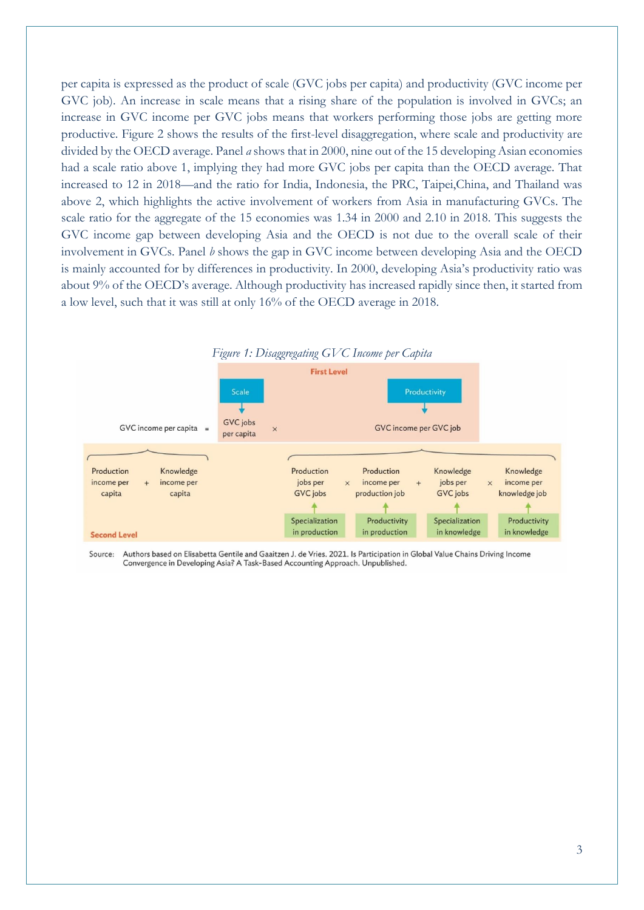per capita is expressed as the product of scale (GVC jobs per capita) and productivity (GVC income per GVC job). An increase in scale means that a rising share of the population is involved in GVCs; an increase in GVC income per GVC jobs means that workers performing those jobs are getting more productive. Figure 2 shows the results of the first-level disaggregation, where scale and productivity are divided by the OECD average. Panel *a* shows that in 2000, nine out of the 15 developing Asian economies had a scale ratio above 1, implying they had more GVC jobs per capita than the OECD average. That increased to 12 in 2018—and the ratio for India, Indonesia, the PRC, Taipei,China, and Thailand was above 2, which highlights the active involvement of workers from Asia in manufacturing GVCs. The scale ratio for the aggregate of the 15 economies was 1.34 in 2000 and 2.10 in 2018. This suggests the GVC income gap between developing Asia and the OECD is not due to the overall scale of their involvement in GVCs. Panel *b* shows the gap in GVC income between developing Asia and the OECD is mainly accounted for by differences in productivity. In 2000, developing Asia's productivity ratio was about 9% of the OECD's average. Although productivity has increased rapidly since then, it started from a low level, such that it was still at only 16% of the OECD average in 2018.

*Figure 1: Disaggregating GVC Income per Capita*

**First Level**

GVC income per capita = GVC jobs per capita (Scale) × GVC income per GVC job (Productivity)

**Second Level**

GVC income per capita = Production income per capita + Knowledge income per capita

GVC income per GVC job = Production jobs per GVC jobs (Specialization in production) × Production income per production job (Productivity in production) + Knowledge jobs per GVC jobs (Specialization in knowledge) × Knowledge income per knowledge job (Productivity in knowledge)

Source: Authors based on Elisabetta Gentile and Gaaitzen J. de Vries. 2021. Is Participation in Global Value Chains Driving Income Convergence in Developing Asia? A Task-Based Accounting Approach. Unpublished.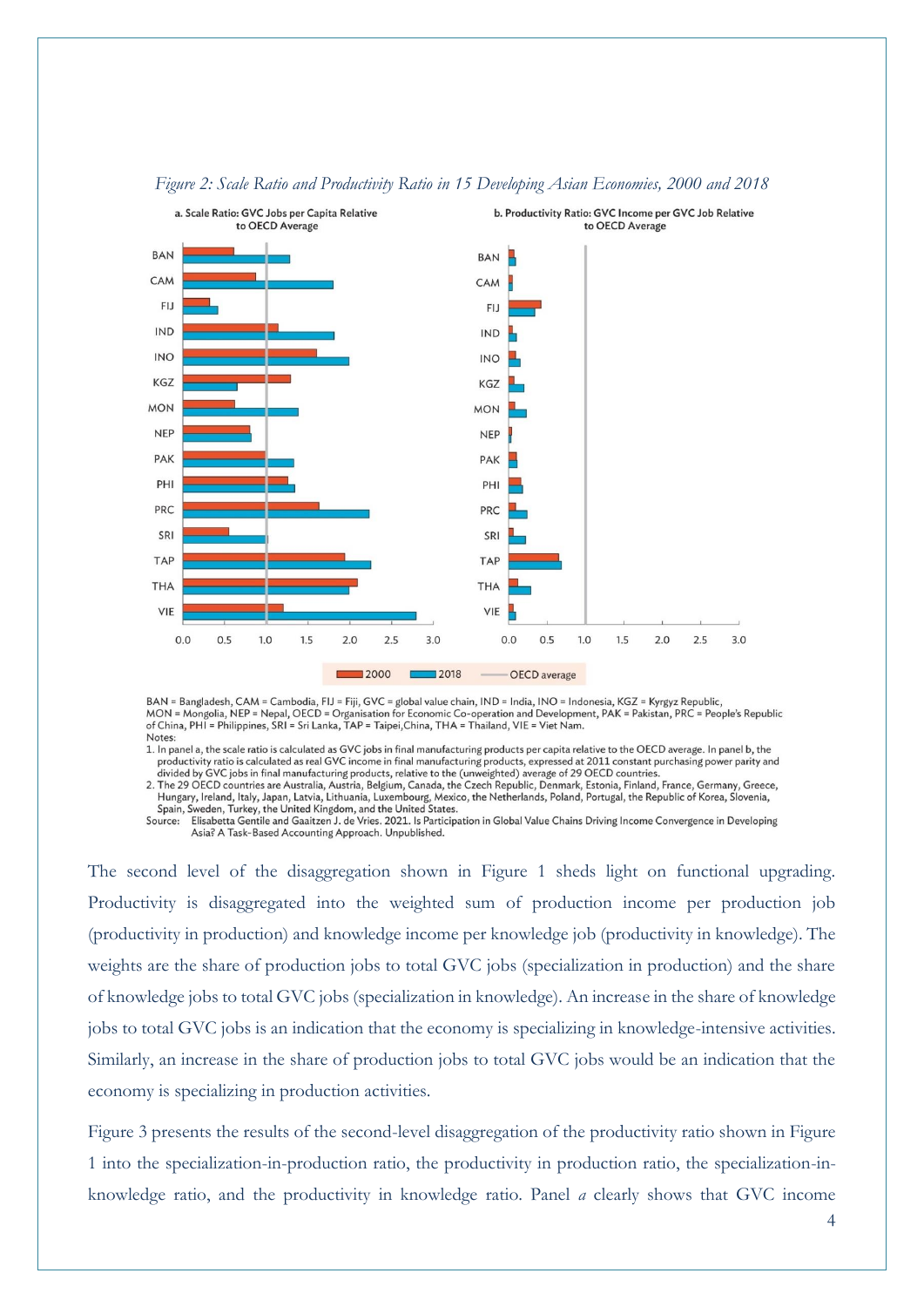*Figure 2: Scale Ratio and Productivity Ratio in 15 Developing Asian Economies, 2000 and 2018*

a. Scale Ratio: GVC Jobs per Capita Relative to OECD Average

b. Productivity Ratio: GVC Income per GVC Job Relative to OECD Average

BAN = Bangladesh, CAM = Cambodia, FIJ = Fiji, GVC = global value chain, IND = India, INO = Indonesia, KGZ = Kyrgyz Republic, MON = Mongolia, NEP = Nepal, OECD = Organisation for Economic Co-operation and Development, PAK = Pakistan, PRC = People's Republic of China, PHI = Philippines, SRI = Sri Lanka, TAP = Taipei,China, THA = Thailand, VIE = Viet Nam.

Notes:

1. In panel a, the scale ratio is calculated as GVC jobs in final manufacturing products per capita relative to the OECD average. In panel b, the productivity ratio is calculated as real GVC income in final manufacturing products, expressed at 2011 constant purchasing power parity and divided by GVC jobs in final manufacturing products, relative to the (unweighted) average of 29 OECD countries.
2. The 29 OECD countries are Australia, Austria, Belgium, Canada, the Czech Republic, Denmark, Estonia, Finland, France, Germany, Greece, Hungary, Ireland, Italy, Japan, Latvia, Lithuania, Luxembourg, Mexico, the Netherlands, Poland, Portugal, the Republic of Korea, Slovenia, Spain, Sweden, Turkey, the United Kingdom, and the United States.

Source: Elisabetta Gentile and Gaaitzen J. de Vries. 2021. Is Participation in Global Value Chains Driving Income Convergence in Developing Asia? A Task-Based Accounting Approach. Unpublished.

The second level of the disaggregation shown in Figure 1 sheds light on functional upgrading. Productivity is disaggregated into the weighted sum of production income per production job (productivity in production) and knowledge income per knowledge job (productivity in knowledge). The weights are the share of production jobs to total GVC jobs (specialization in production) and the share of knowledge jobs to total GVC jobs (specialization in knowledge). An increase in the share of knowledge jobs to total GVC jobs is an indication that the economy is specializing in knowledge-intensive activities. Similarly, an increase in the share of production jobs to total GVC jobs would be an indication that the economy is specializing in production activities.

Figure 3 presents the results of the second-level disaggregation of the productivity ratio shown in Figure 1 into the specialization-in-production ratio, the productivity in production ratio, the specialization-in-knowledge ratio, and the productivity in knowledge ratio. Panel *a* clearly shows that GVC income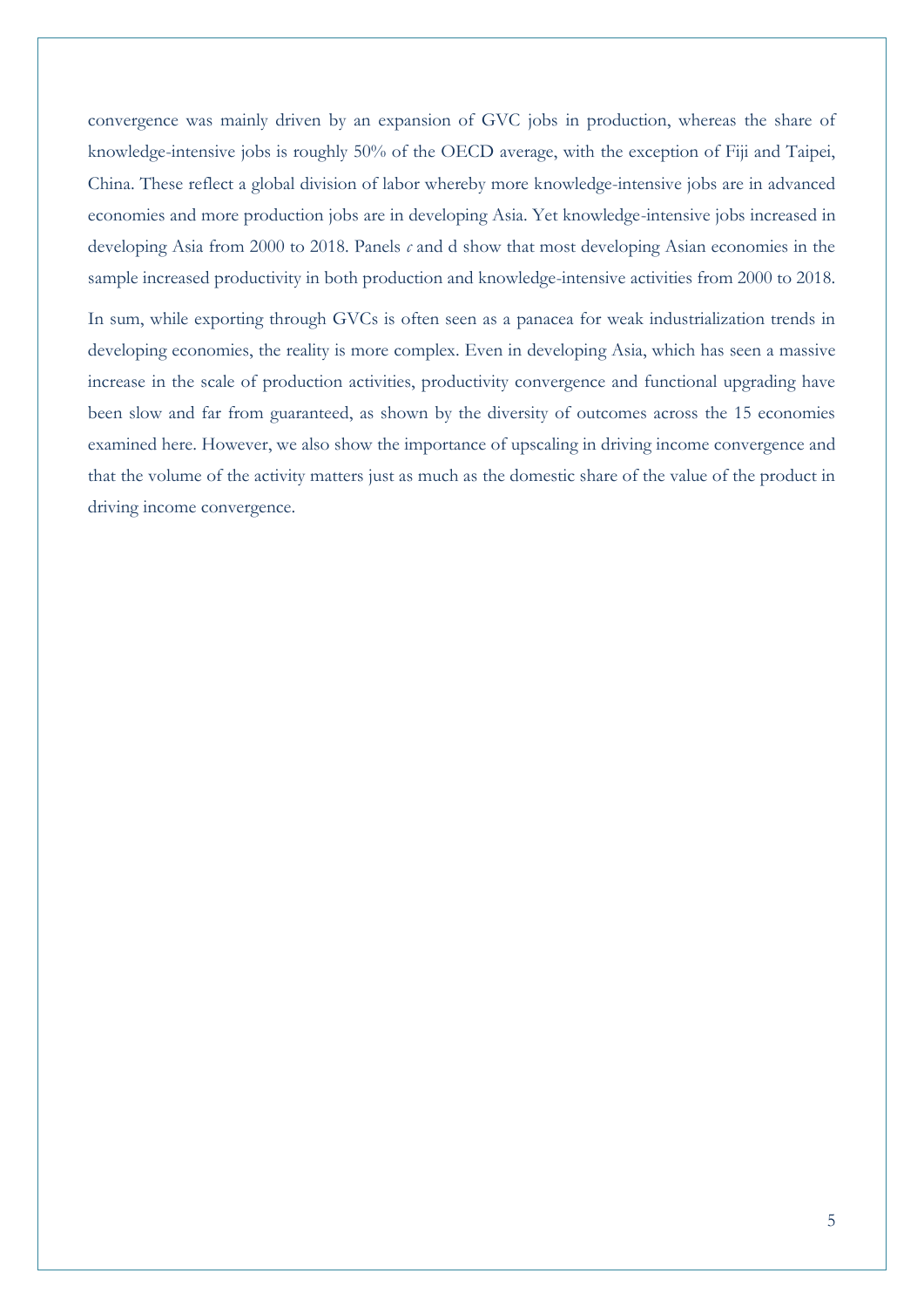convergence was mainly driven by an expansion of GVC jobs in production, whereas the share of knowledge-intensive jobs is roughly 50% of the OECD average, with the exception of Fiji and Taipei, China. These reflect a global division of labor whereby more knowledge-intensive jobs are in advanced economies and more production jobs are in developing Asia. Yet knowledge-intensive jobs increased in developing Asia from 2000 to 2018. Panels *c* and d show that most developing Asian economies in the sample increased productivity in both production and knowledge-intensive activities from 2000 to 2018.

In sum, while exporting through GVCs is often seen as a panacea for weak industrialization trends in developing economies, the reality is more complex. Even in developing Asia, which has seen a massive increase in the scale of production activities, productivity convergence and functional upgrading have been slow and far from guaranteed, as shown by the diversity of outcomes across the 15 economies examined here. However, we also show the importance of upscaling in driving income convergence and that the volume of the activity matters just as much as the domestic share of the value of the product in driving income convergence.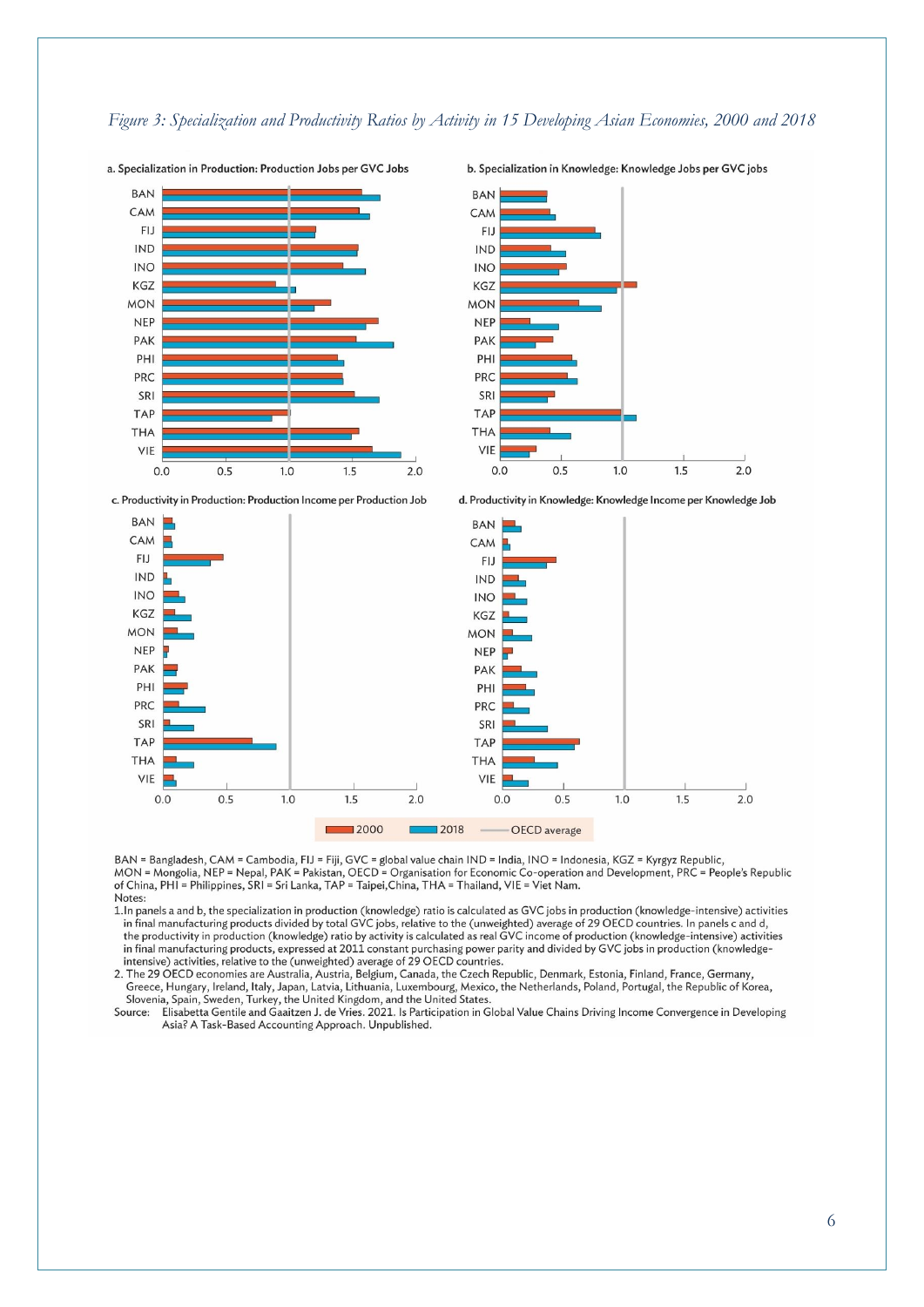*Figure 3: Specialization and Productivity Ratios by Activity in 15 Developing Asian Economies, 2000 and 2018*

BAN = Bangladesh, CAM = Cambodia, FIJ = Fiji, GVC = global value chain IND = India, INO = Indonesia, KGZ = Kyrgyz Republic, MON = Mongolia, NEP = Nepal, PAK = Pakistan, OECD = Organisation for Economic Co-operation and Development, PRC = People's Republic of China, PHI = Philippines, SRI = Sri Lanka, TAP = Taipei,China, THA = Thailand, VIE = Viet Nam.

Notes:

1. In panels a and b, the specialization in production (knowledge) ratio is calculated as GVC jobs in production (knowledge-intensive) activities in final manufacturing products divided by total GVC jobs, relative to the (unweighted) average of 29 OECD countries. In panels c and d, the productivity in production (knowledge) ratio by activity is calculated as real GVC income of production (knowledge-intensive) activities in final manufacturing products, expressed at 2011 constant purchasing power parity and divided by GVC jobs in production (knowledge-intensive) activities, relative to the (unweighted) average of 29 OECD countries.
2. The 29 OECD economies are Australia, Austria, Belgium, Canada, the Czech Republic, Denmark, Estonia, Finland, France, Germany, Greece, Hungary, Ireland, Italy, Japan, Latvia, Lithuania, Luxembourg, Mexico, the Netherlands, Poland, Portugal, the Republic of Korea, Slovenia, Spain, Sweden, Turkey, the United Kingdom, and the United States.

Source: Elisabetta Gentile and Gaaitzen J. de Vries. 2021. Is Participation in Global Value Chains Driving Income Convergence in Developing Asia? A Task-Based Accounting Approach. Unpublished.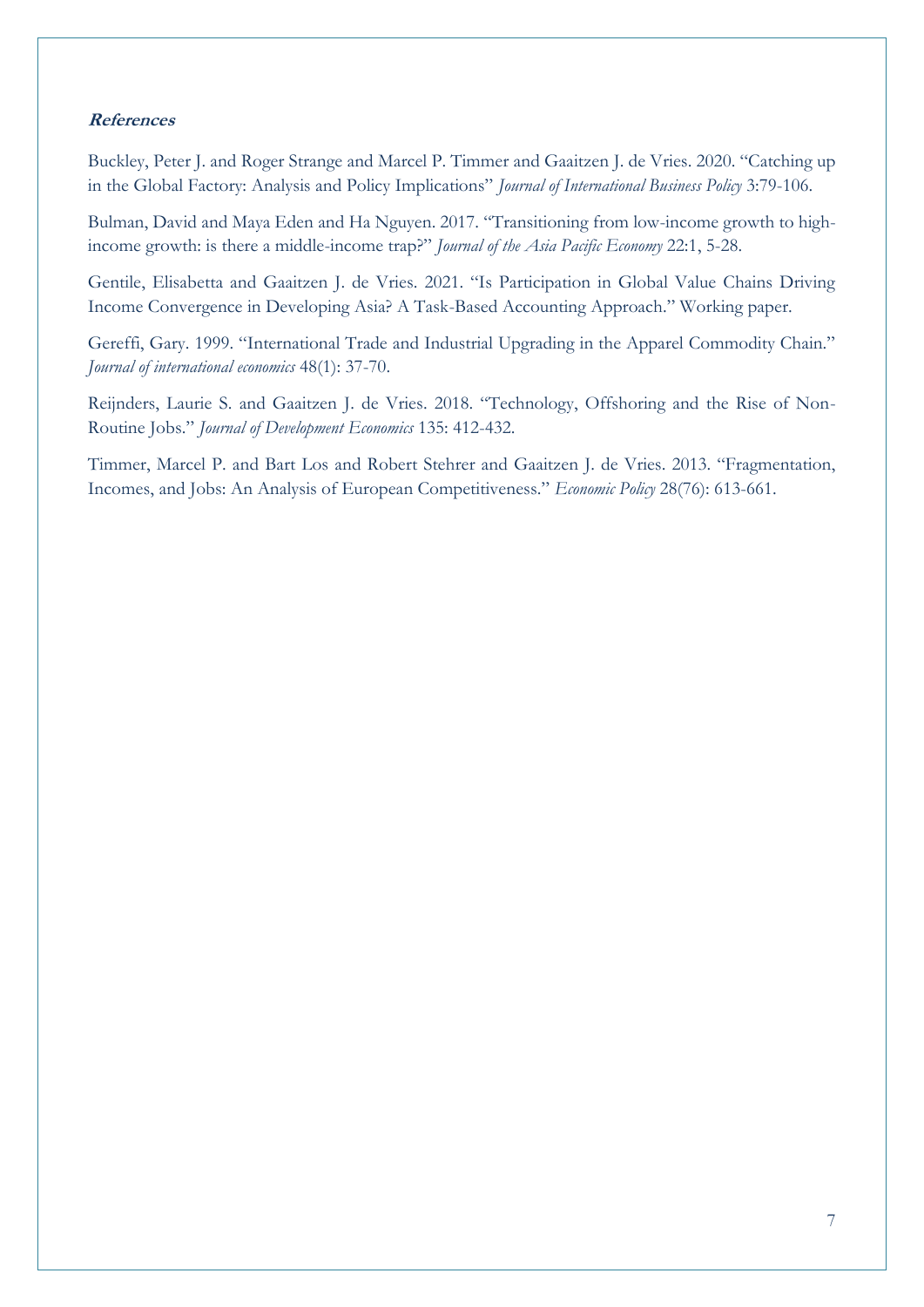***References***

Buckley, Peter J. and Roger Strange and Marcel P. Timmer and Gaaitzen J. de Vries. 2020. "Catching up in the Global Factory: Analysis and Policy Implications" *Journal of International Business Policy* 3:79-106.

Bulman, David and Maya Eden and Ha Nguyen. 2017. "Transitioning from low-income growth to high-income growth: is there a middle-income trap?" *Journal of the Asia Pacific Economy* 22:1, 5-28.

Gentile, Elisabetta and Gaaitzen J. de Vries. 2021. "Is Participation in Global Value Chains Driving Income Convergence in Developing Asia? A Task-Based Accounting Approach." Working paper.

Gereffi, Gary. 1999. "International Trade and Industrial Upgrading in the Apparel Commodity Chain." *Journal of international economics* 48(1): 37-70.

Reijnders, Laurie S. and Gaaitzen J. de Vries. 2018. "Technology, Offshoring and the Rise of Non-Routine Jobs." *Journal of Development Economics* 135: 412-432.

Timmer, Marcel P. and Bart Los and Robert Stehrer and Gaaitzen J. de Vries. 2013. "Fragmentation, Incomes, and Jobs: An Analysis of European Competitiveness." *Economic Policy* 28(76): 613-661.